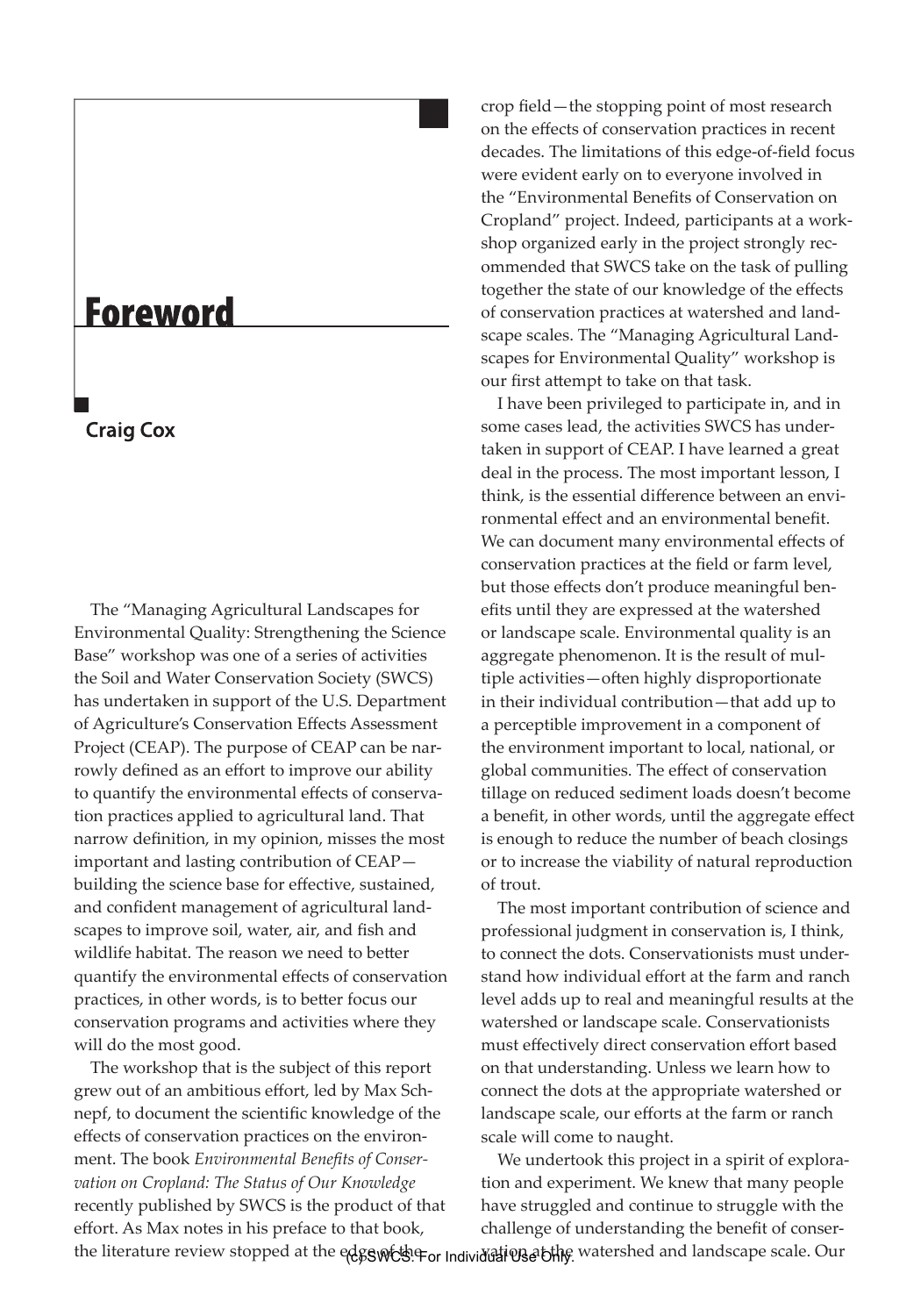# Foreword

## Craig Cox

The "Managing Agricultural Landscapes for Environmental Quality: Strengthening the Science Base" workshop was one of a series of activities the Soil and Water Conservation Society (SWCS) has undertaken in support of the U.S. Department of Agriculture's Conservation Effects Assessment Project (CEAP). The purpose of CEAP can be narrowly defined as an effort to improve our ability to quantify the environmental effects of conservation practices applied to agricultural land. That narrow definition, in my opinion, misses the most important and lasting contribution of CEAP—building the science base for effective, sustained, and confident management of agricultural landscapes to improve soil, water, air, and fish and wildlife habitat. The reason we need to better quantify the environmental effects of conservation practices, in other words, is to better focus our conservation programs and activities where they will do the most good.

The workshop that is the subject of this report grew out of an ambitious effort, led by Max Schnepf, to document the scientific knowledge of the effects of conservation practices on the environment. The book *Environmental Benefits of Conservation on Cropland: The Status of Our Knowledge* recently published by SWCS is the product of that effort. As Max notes in his preface to that book, the literature review stopped at the edge of the crop field—the stopping point of most research on the effects of conservation practices in recent decades. The limitations of this edge-of-field focus were evident early on to everyone involved in the "Environmental Benefits of Conservation on Cropland" project. Indeed, participants at a workshop organized early in the project strongly recommended that SWCS take on the task of pulling together the state of our knowledge of the effects of conservation practices at watershed and landscape scales. The "Managing Agricultural Landscapes for Environmental Quality" workshop is our first attempt to take on that task.

I have been privileged to participate in, and in some cases lead, the activities SWCS has undertaken in support of CEAP. I have learned a great deal in the process. The most important lesson, I think, is the essential difference between an environmental effect and an environmental benefit. We can document many environmental effects of conservation practices at the field or farm level, but those effects don't produce meaningful benefits until they are expressed at the watershed or landscape scale. Environmental quality is an aggregate phenomenon. It is the result of multiple activities—often highly disproportionate in their individual contribution—that add up to a perceptible improvement in a component of the environment important to local, national, or global communities. The effect of conservation tillage on reduced sediment loads doesn't become a benefit, in other words, until the aggregate effect is enough to reduce the number of beach closings or to increase the viability of natural reproduction of trout.

The most important contribution of science and professional judgment in conservation is, I think, to connect the dots. Conservationists must understand how individual effort at the farm and ranch level adds up to real and meaningful results at the watershed or landscape scale. Conservationists must effectively direct conservation effort based on that understanding. Unless we learn how to connect the dots at the appropriate watershed or landscape scale, our efforts at the farm or ranch scale will come to naught.

We undertook this project in a spirit of exploration and experiment. We knew that many people have struggled and continue to struggle with the challenge of understanding the benefit of conservation at the watershed and landscape scale. Our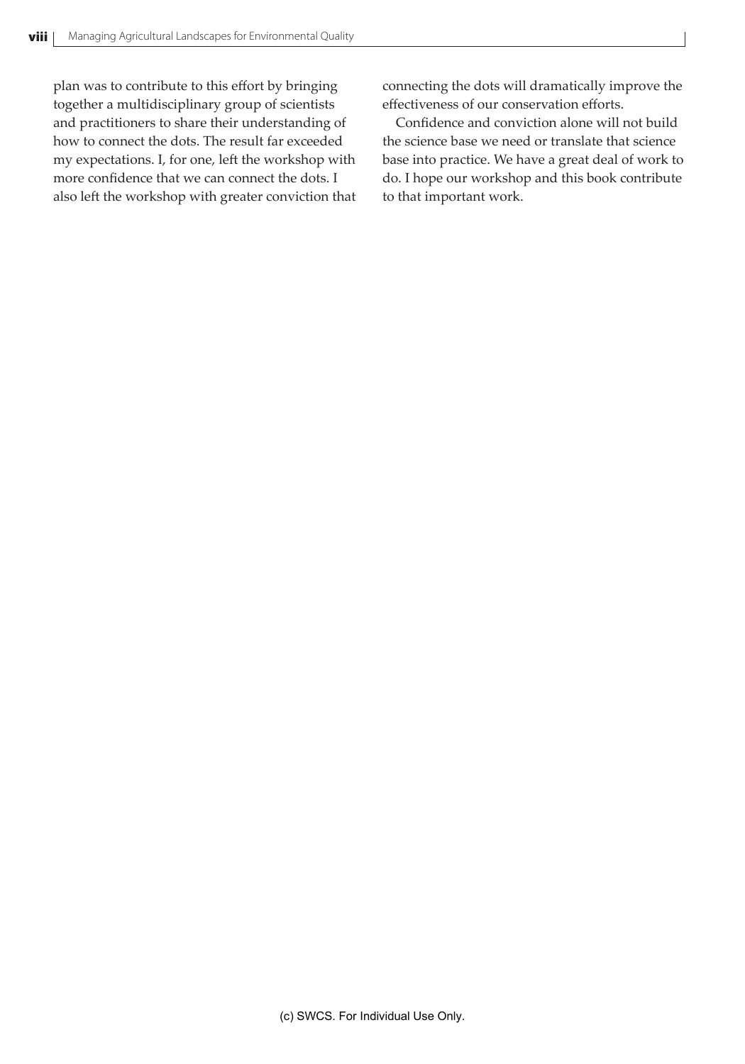plan was to contribute to this effort by bringing together a multidisciplinary group of scientists and practitioners to share their understanding of how to connect the dots. The result far exceeded my expectations. I, for one, left the workshop with more confidence that we can connect the dots. I also left the workshop with greater conviction that connecting the dots will dramatically improve the effectiveness of our conservation efforts.

Confidence and conviction alone will not build the science base we need or translate that science base into practice. We have a great deal of work to do. I hope our workshop and this book contribute to that important work.